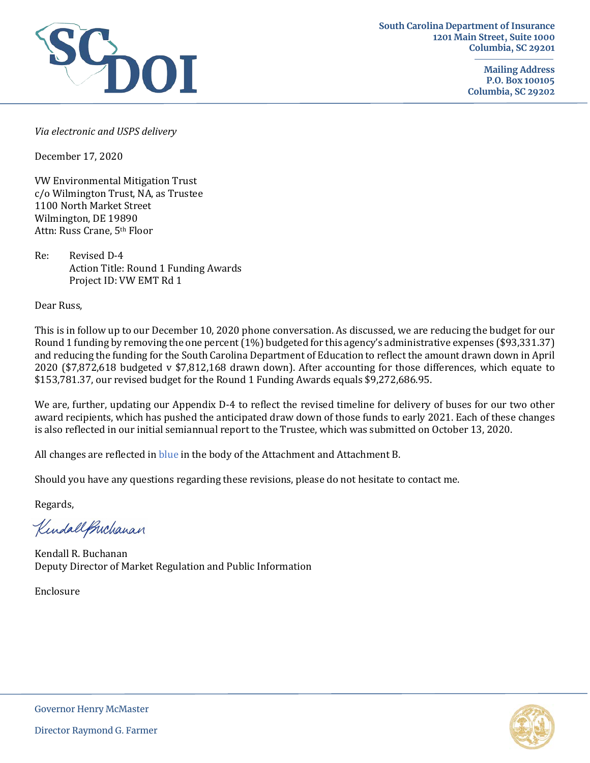South Carolina Department of Insurance
1201 Main Street, Suite 1000
Columbia, SC 29201

Mailing Address
P.O. Box 100105
Columbia, SC 29202

*Via electronic and USPS delivery*

December 17, 2020

VW Environmental Mitigation Trust
c/o Wilmington Trust, NA, as Trustee
1100 North Market Street
Wilmington, DE 19890
Attn: Russ Crane, 5th Floor

Re: Revised D-4
Action Title: Round 1 Funding Awards
Project ID: VW EMT Rd 1

Dear Russ,

This is in follow up to our December 10, 2020 phone conversation. As discussed, we are reducing the budget for our Round 1 funding by removing the one percent (1%) budgeted for this agency's administrative expenses ($93,331.37) and reducing the funding for the South Carolina Department of Education to reflect the amount drawn down in April 2020 ($7,872,618 budgeted v $7,812,168 drawn down). After accounting for those differences, which equate to $153,781.37, our revised budget for the Round 1 Funding Awards equals $9,272,686.95.

We are, further, updating our Appendix D-4 to reflect the revised timeline for delivery of buses for our two other award recipients, which has pushed the anticipated draw down of those funds to early 2021. Each of these changes is also reflected in our initial semiannual report to the Trustee, which was submitted on October 13, 2020.

All changes are reflected in blue in the body of the Attachment and Attachment B.

Should you have any questions regarding these revisions, please do not hesitate to contact me.

Regards,

Kendall R. Buchanan
Deputy Director of Market Regulation and Public Information

Enclosure

Governor Henry McMaster

Director Raymond G. Farmer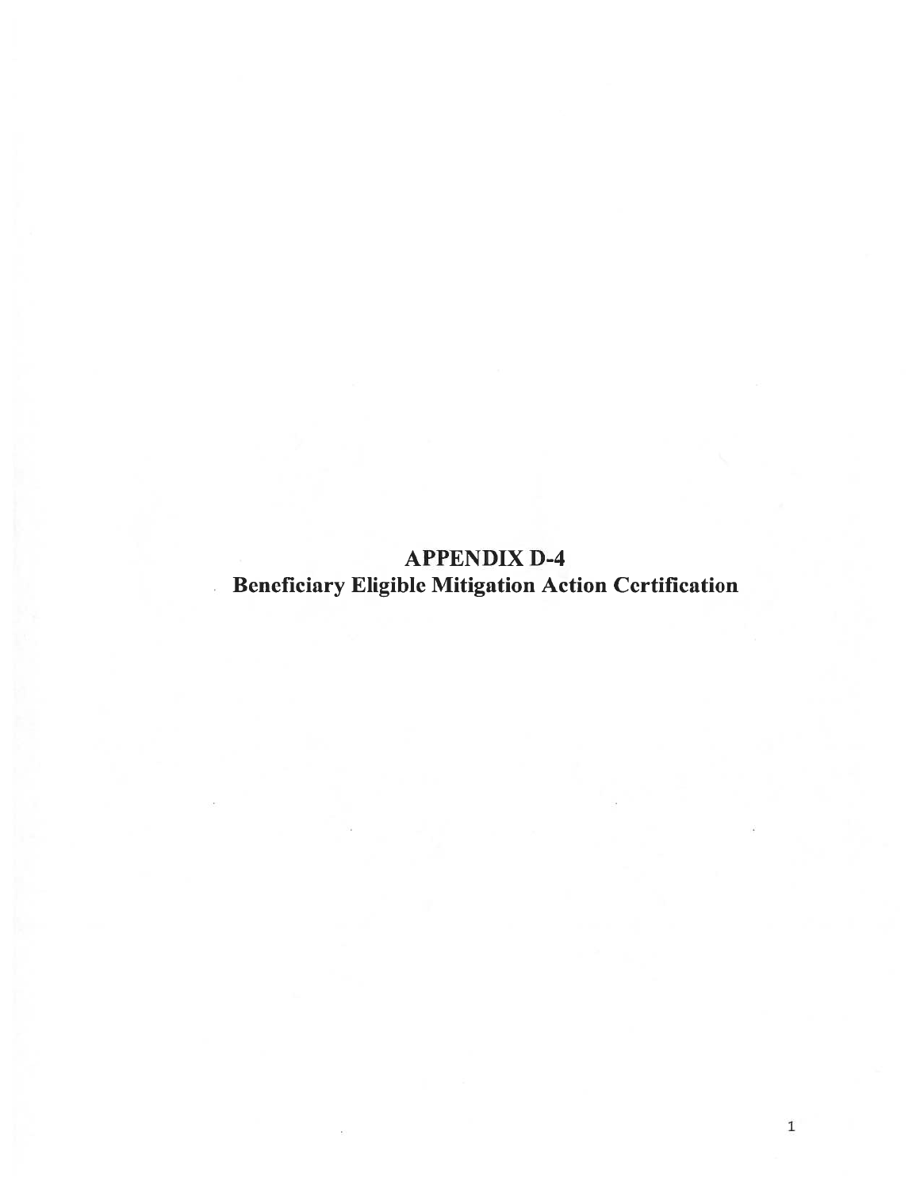# APPENDIX D-4

## Beneficiary Eligible Mitigation Action Certification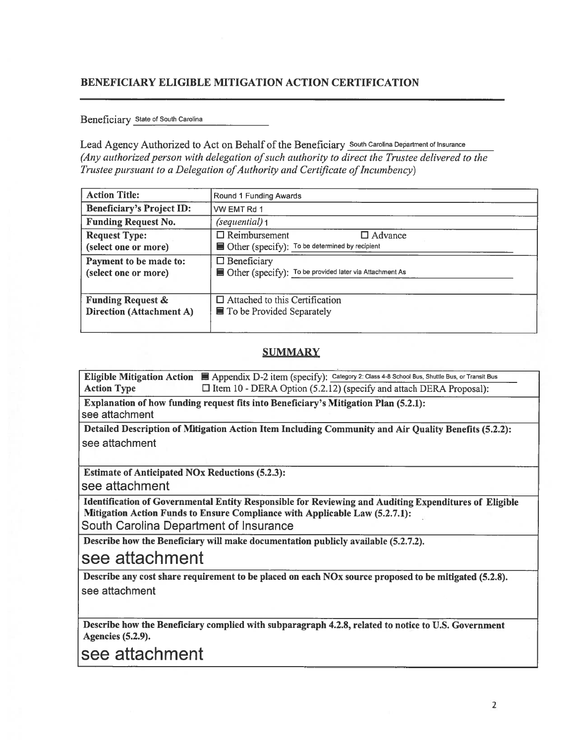## BENEFICIARY ELIGIBLE MITIGATION ACTION CERTIFICATION

Beneficiary State of South Carolina

Lead Agency Authorized to Act on Behalf of the Beneficiary South Carolina Department of Insurance
*(Any authorized person with delegation of such authority to direct the Trustee delivered to the Trustee pursuant to a Delegation of Authority and Certificate of Incumbency)*

| **Action Title:** | Round 1 Funding Awards |
|---|---|
| **Beneficiary's Project ID:** | VW EMT Rd 1 |
| **Funding Request No.** | *(sequential)* 1 |
| **Request Type: (select one or more)** | ☐ Reimbursement ☐ Advance<br>■ Other (specify): To be determined by recipient |
| **Payment to be made to: (select one or more)** | ☐ Beneficiary<br>■ Other (specify): To be provided later via Attachment As |
| **Funding Request & Direction (Attachment A)** | ☐ Attached to this Certification<br>■ To be Provided Separately |

### SUMMARY

**Eligible Mitigation Action Action Type** ■ Appendix D-2 item (specify): Category 2: Class 4-8 School Bus, Shuttle Bus, or Transit Bus
☐ Item 10 - DERA Option (5.2.12) (specify and attach DERA Proposal):

**Explanation of how funding request fits into Beneficiary's Mitigation Plan (5.2.1):**
see attachment

**Detailed Description of Mitigation Action Item Including Community and Air Quality Benefits (5.2.2):**
see attachment

**Estimate of Anticipated NOx Reductions (5.2.3):**
see attachment

**Identification of Governmental Entity Responsible for Reviewing and Auditing Expenditures of Eligible Mitigation Action Funds to Ensure Compliance with Applicable Law (5.2.7.1):**
South Carolina Department of Insurance

**Describe how the Beneficiary will make documentation publicly available (5.2.7.2).**
see attachment

**Describe any cost share requirement to be placed on each NOx source proposed to be mitigated (5.2.8).**
see attachment

**Describe how the Beneficiary complied with subparagraph 4.2.8, related to notice to U.S. Government Agencies (5.2.9).**
see attachment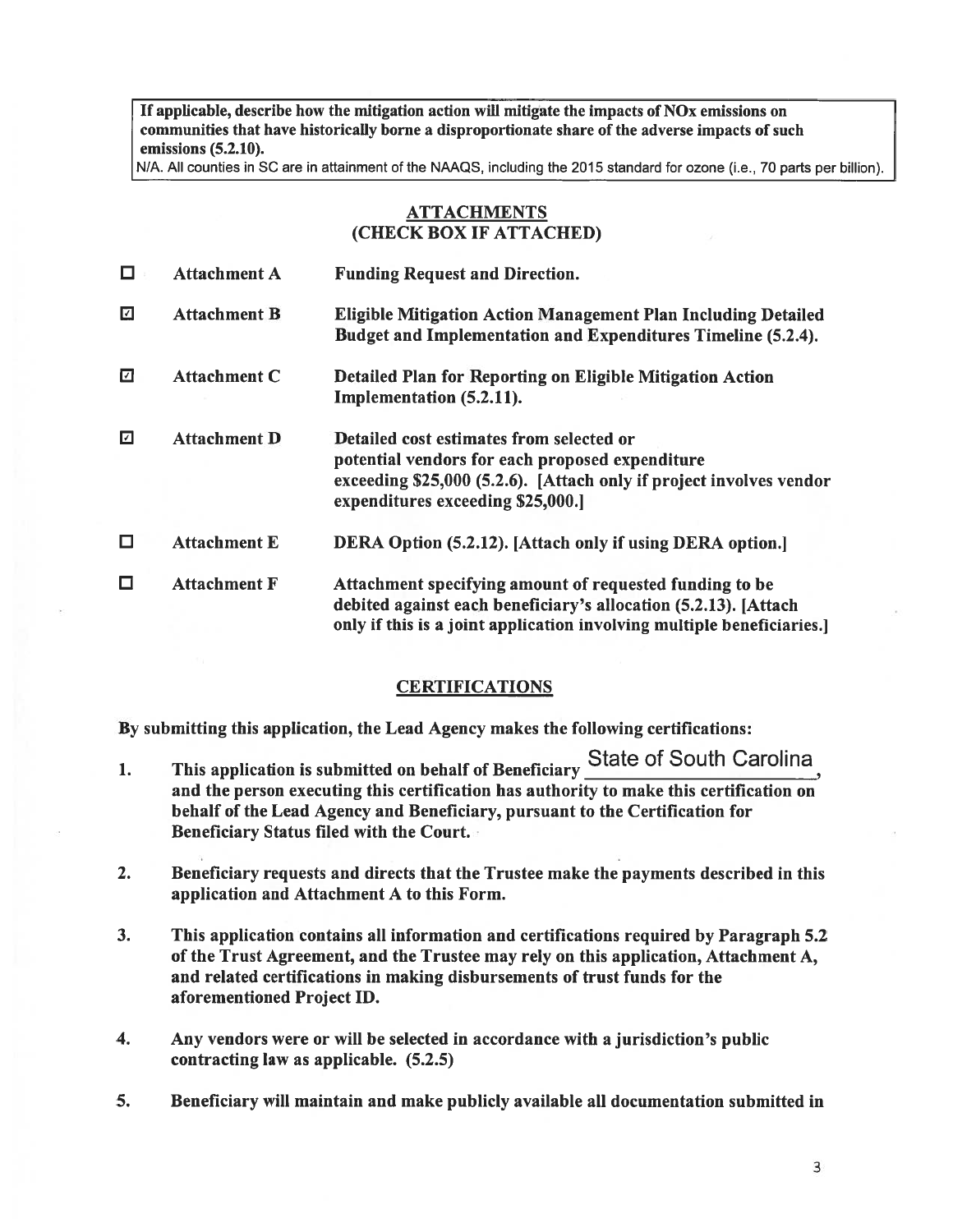**If applicable, describe how the mitigation action will mitigate the impacts of NOx emissions on communities that have historically borne a disproportionate share of the adverse impacts of such emissions (5.2.10).**

N/A. All counties in SC are in attainment of the NAAQS, including the 2015 standard for ozone (i.e., 70 parts per billion).

## ATTACHMENTS
## (CHECK BOX IF ATTACHED)

| | | |
|---|---|---|
| ☐ | **Attachment A** | **Funding Request and Direction.** |
| ☑ | **Attachment B** | **Eligible Mitigation Action Management Plan Including Detailed Budget and Implementation and Expenditures Timeline (5.2.4).** |
| ☑ | **Attachment C** | **Detailed Plan for Reporting on Eligible Mitigation Action Implementation (5.2.11).** |
| ☑ | **Attachment D** | **Detailed cost estimates from selected or potential vendors for each proposed expenditure exceeding $25,000 (5.2.6). [Attach only if project involves vendor expenditures exceeding $25,000.]** |
| ☐ | **Attachment E** | **DERA Option (5.2.12). [Attach only if using DERA option.]** |
| ☐ | **Attachment F** | **Attachment specifying amount of requested funding to be debited against each beneficiary's allocation (5.2.13). [Attach only if this is a joint application involving multiple beneficiaries.]** |

## CERTIFICATIONS

**By submitting this application, the Lead Agency makes the following certifications:**

1. **This application is submitted on behalf of Beneficiary** State of South Carolina**, and the person executing this certification has authority to make this certification on behalf of the Lead Agency and Beneficiary, pursuant to the Certification for Beneficiary Status filed with the Court.**

2. **Beneficiary requests and directs that the Trustee make the payments described in this application and Attachment A to this Form.**

3. **This application contains all information and certifications required by Paragraph 5.2 of the Trust Agreement, and the Trustee may rely on this application, Attachment A, and related certifications in making disbursements of trust funds for the aforementioned Project ID.**

4. **Any vendors were or will be selected in accordance with a jurisdiction's public contracting law as applicable. (5.2.5)**

5. **Beneficiary will maintain and make publicly available all documentation submitted in**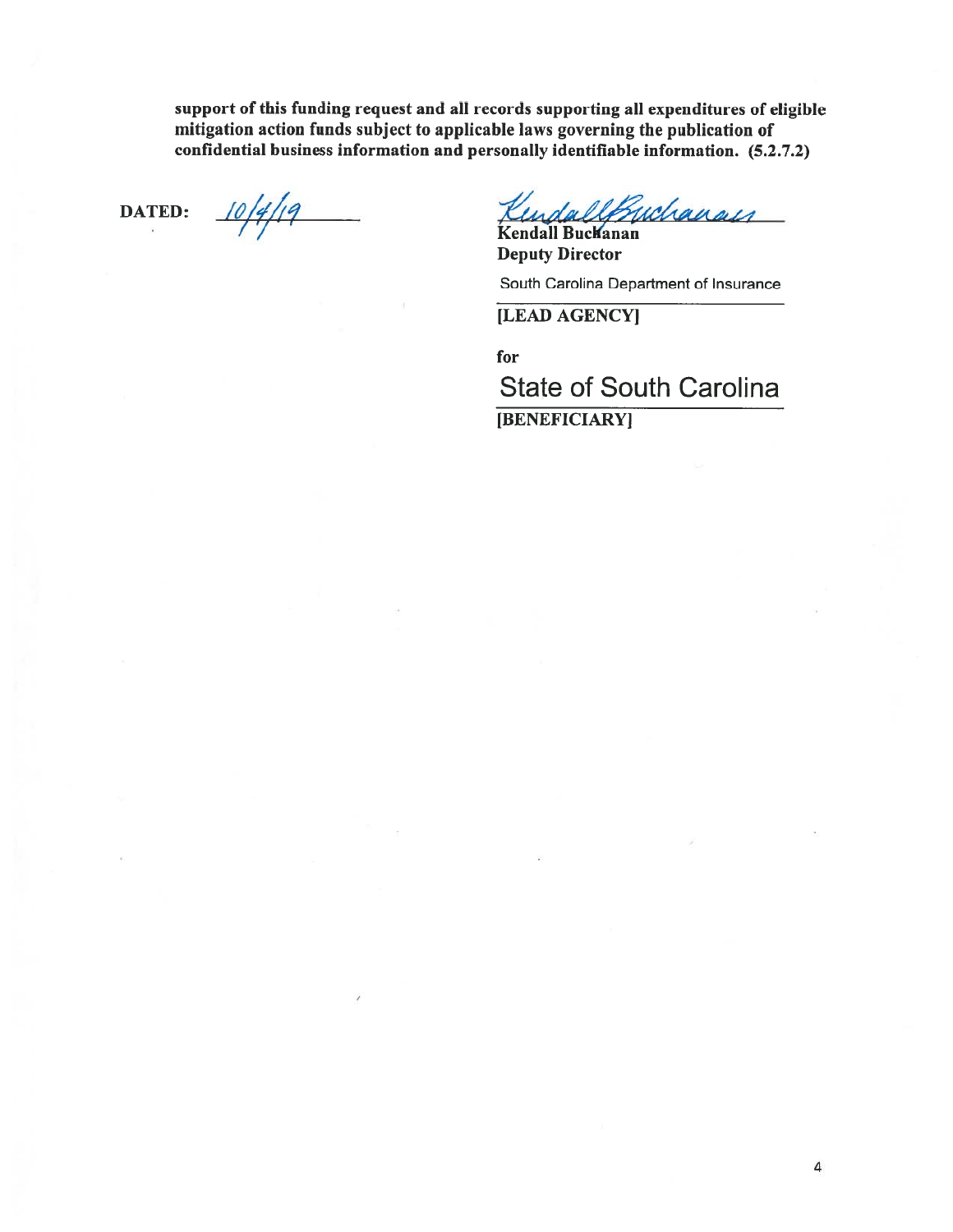**support of this funding request and all records supporting all expenditures of eligible mitigation action funds subject to applicable laws governing the publication of confidential business information and personally identifiable information. (5.2.7.2)**

**DATED:** 10/4/19

Kendall Buchanan

**Kendall Buchanan**
**Deputy Director**

South Carolina Department of Insurance

**[LEAD AGENCY]**

**for**

State of South Carolina

**[BENEFICIARY]**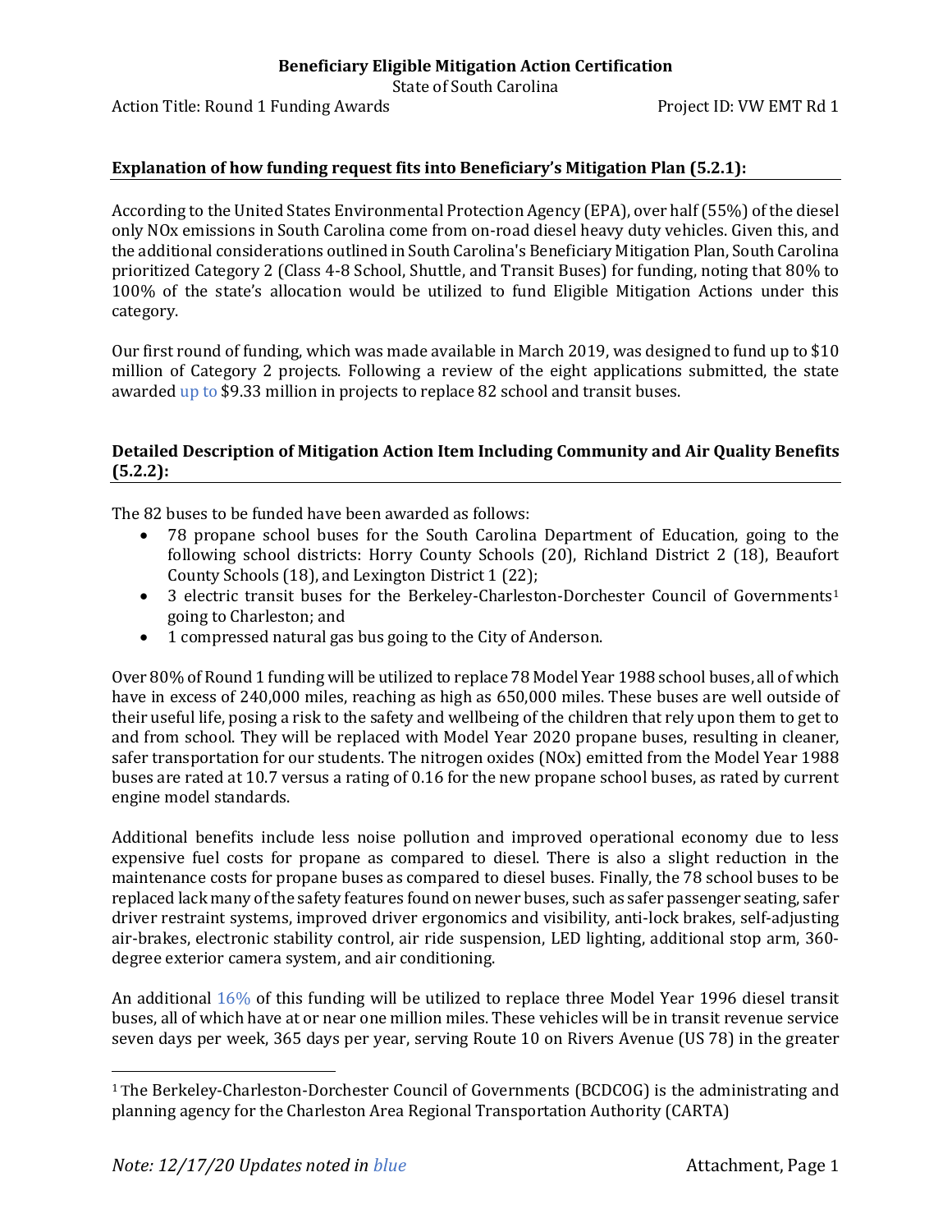**Beneficiary Eligible Mitigation Action Certification**

State of South Carolina

Action Title: Round 1 Funding Awards Project ID: VW EMT Rd 1

**Explanation of how funding request fits into Beneficiary's Mitigation Plan (5.2.1):**

According to the United States Environmental Protection Agency (EPA), over half (55%) of the diesel only NOx emissions in South Carolina come from on-road diesel heavy duty vehicles. Given this, and the additional considerations outlined in South Carolina's Beneficiary Mitigation Plan, South Carolina prioritized Category 2 (Class 4-8 School, Shuttle, and Transit Buses) for funding, noting that 80% to 100% of the state's allocation would be utilized to fund Eligible Mitigation Actions under this category.

Our first round of funding, which was made available in March 2019, was designed to fund up to $10 million of Category 2 projects. Following a review of the eight applications submitted, the state awarded up to $9.33 million in projects to replace 82 school and transit buses.

**Detailed Description of Mitigation Action Item Including Community and Air Quality Benefits (5.2.2):**

The 82 buses to be funded have been awarded as follows:

- 78 propane school buses for the South Carolina Department of Education, going to the following school districts: Horry County Schools (20), Richland District 2 (18), Beaufort County Schools (18), and Lexington District 1 (22);
- 3 electric transit buses for the Berkeley-Charleston-Dorchester Council of Governments[1] going to Charleston; and
- 1 compressed natural gas bus going to the City of Anderson.

Over 80% of Round 1 funding will be utilized to replace 78 Model Year 1988 school buses, all of which have in excess of 240,000 miles, reaching as high as 650,000 miles. These buses are well outside of their useful life, posing a risk to the safety and wellbeing of the children that rely upon them to get to and from school. They will be replaced with Model Year 2020 propane buses, resulting in cleaner, safer transportation for our students. The nitrogen oxides (NOx) emitted from the Model Year 1988 buses are rated at 10.7 versus a rating of 0.16 for the new propane school buses, as rated by current engine model standards.

Additional benefits include less noise pollution and improved operational economy due to less expensive fuel costs for propane as compared to diesel. There is also a slight reduction in the maintenance costs for propane buses as compared to diesel buses. Finally, the 78 school buses to be replaced lack many of the safety features found on newer buses, such as safer passenger seating, safer driver restraint systems, improved driver ergonomics and visibility, anti-lock brakes, self-adjusting air-brakes, electronic stability control, air ride suspension, LED lighting, additional stop arm, 360-degree exterior camera system, and air conditioning.

An additional 16% of this funding will be utilized to replace three Model Year 1996 diesel transit buses, all of which have at or near one million miles. These vehicles will be in transit revenue service seven days per week, 365 days per year, serving Route 10 on Rivers Avenue (US 78) in the greater

[1] The Berkeley-Charleston-Dorchester Council of Governments (BCDCOG) is the administrating and planning agency for the Charleston Area Regional Transportation Authority (CARTA)

*Note: 12/17/20 Updates noted in blue*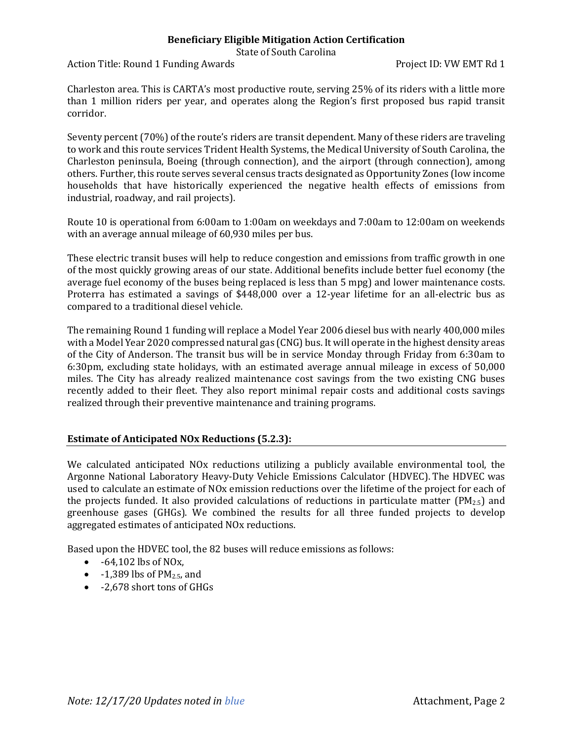Charleston area. This is CARTA's most productive route, serving 25% of its riders with a little more than 1 million riders per year, and operates along the Region's first proposed bus rapid transit corridor.

Seventy percent (70%) of the route's riders are transit dependent. Many of these riders are traveling to work and this route services Trident Health Systems, the Medical University of South Carolina, the Charleston peninsula, Boeing (through connection), and the airport (through connection), among others. Further, this route serves several census tracts designated as Opportunity Zones (low income households that have historically experienced the negative health effects of emissions from industrial, roadway, and rail projects).

Route 10 is operational from 6:00am to 1:00am on weekdays and 7:00am to 12:00am on weekends with an average annual mileage of 60,930 miles per bus.

These electric transit buses will help to reduce congestion and emissions from traffic growth in one of the most quickly growing areas of our state. Additional benefits include better fuel economy (the average fuel economy of the buses being replaced is less than 5 mpg) and lower maintenance costs. Proterra has estimated a savings of $448,000 over a 12-year lifetime for an all-electric bus as compared to a traditional diesel vehicle.

The remaining Round 1 funding will replace a Model Year 2006 diesel bus with nearly 400,000 miles with a Model Year 2020 compressed natural gas (CNG) bus. It will operate in the highest density areas of the City of Anderson. The transit bus will be in service Monday through Friday from 6:30am to 6:30pm, excluding state holidays, with an estimated average annual mileage in excess of 50,000 miles. The City has already realized maintenance cost savings from the two existing CNG buses recently added to their fleet. They also report minimal repair costs and additional costs savings realized through their preventive maintenance and training programs.

## Estimate of Anticipated NOx Reductions (5.2.3):

We calculated anticipated NOx reductions utilizing a publicly available environmental tool, the Argonne National Laboratory Heavy-Duty Vehicle Emissions Calculator (HDVEC). The HDVEC was used to calculate an estimate of NOx emission reductions over the lifetime of the project for each of the projects funded. It also provided calculations of reductions in particulate matter ($PM_{2.5}$) and greenhouse gases (GHGs). We combined the results for all three funded projects to develop aggregated estimates of anticipated NOx reductions.

Based upon the HDVEC tool, the 82 buses will reduce emissions as follows:

- -64,102 lbs of NOx,
- -1,389 lbs of $PM_{2.5}$, and
- -2,678 short tons of GHGs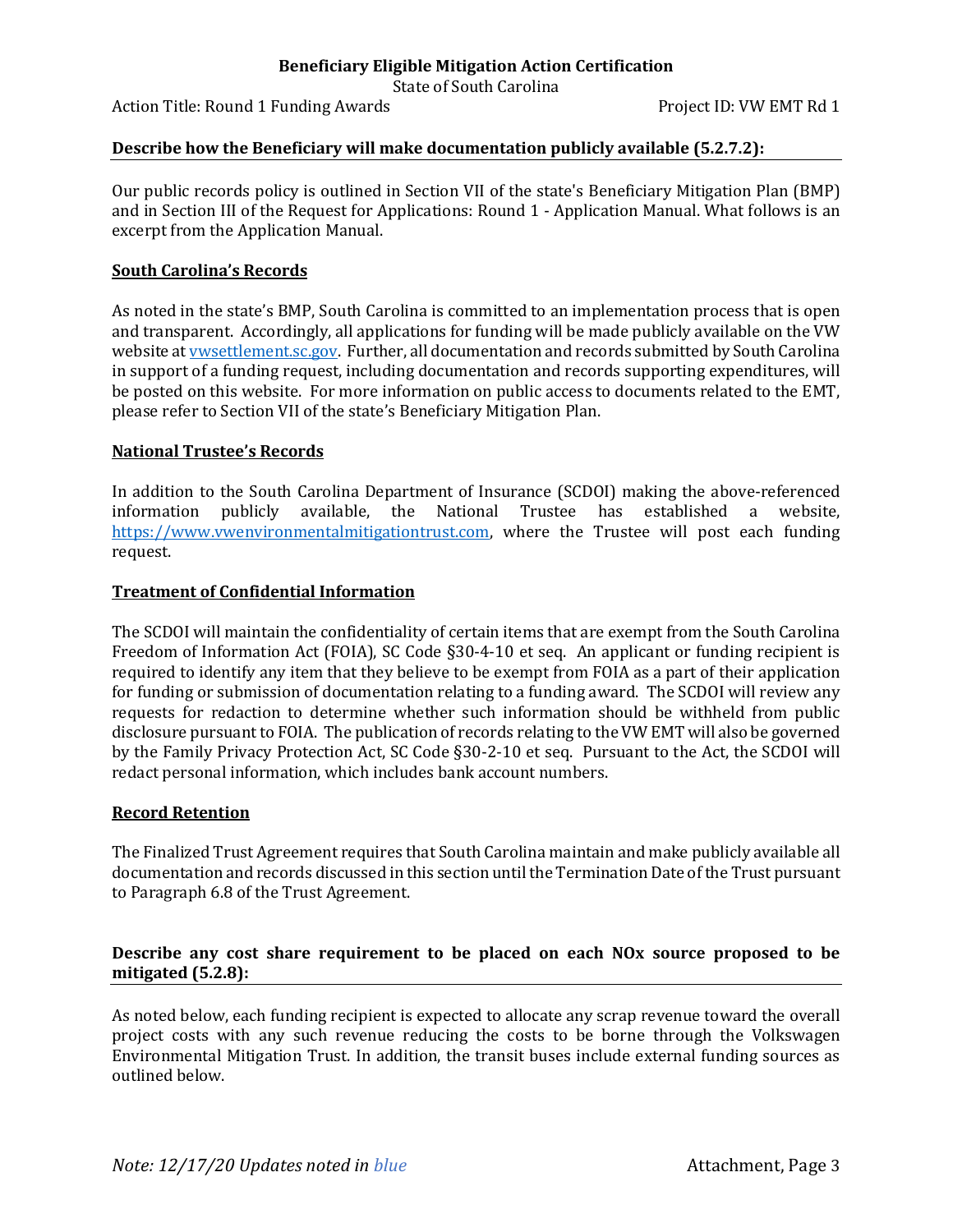**Describe how the Beneficiary will make documentation publicly available (5.2.7.2):**

Our public records policy is outlined in Section VII of the state's Beneficiary Mitigation Plan (BMP) and in Section III of the Request for Applications: Round 1 - Application Manual. What follows is an excerpt from the Application Manual.

**South Carolina's Records**

As noted in the state's BMP, South Carolina is committed to an implementation process that is open and transparent. Accordingly, all applications for funding will be made publicly available on the VW website at [vwsettlement.sc.gov](vwsettlement.sc.gov). Further, all documentation and records submitted by South Carolina in support of a funding request, including documentation and records supporting expenditures, will be posted on this website. For more information on public access to documents related to the EMT, please refer to Section VII of the state's Beneficiary Mitigation Plan.

**National Trustee's Records**

In addition to the South Carolina Department of Insurance (SCDOI) making the above-referenced information publicly available, the National Trustee has established a website, [https://www.vwenvironmentalmitigationtrust.com](https://www.vwenvironmentalmitigationtrust.com), where the Trustee will post each funding request.

**Treatment of Confidential Information**

The SCDOI will maintain the confidentiality of certain items that are exempt from the South Carolina Freedom of Information Act (FOIA), SC Code §30-4-10 et seq. An applicant or funding recipient is required to identify any item that they believe to be exempt from FOIA as a part of their application for funding or submission of documentation relating to a funding award. The SCDOI will review any requests for redaction to determine whether such information should be withheld from public disclosure pursuant to FOIA. The publication of records relating to the VW EMT will also be governed by the Family Privacy Protection Act, SC Code §30-2-10 et seq. Pursuant to the Act, the SCDOI will redact personal information, which includes bank account numbers.

**Record Retention**

The Finalized Trust Agreement requires that South Carolina maintain and make publicly available all documentation and records discussed in this section until the Termination Date of the Trust pursuant to Paragraph 6.8 of the Trust Agreement.

**Describe any cost share requirement to be placed on each NOx source proposed to be mitigated (5.2.8):**

As noted below, each funding recipient is expected to allocate any scrap revenue toward the overall project costs with any such revenue reducing the costs to be borne through the Volkswagen Environmental Mitigation Trust. In addition, the transit buses include external funding sources as outlined below.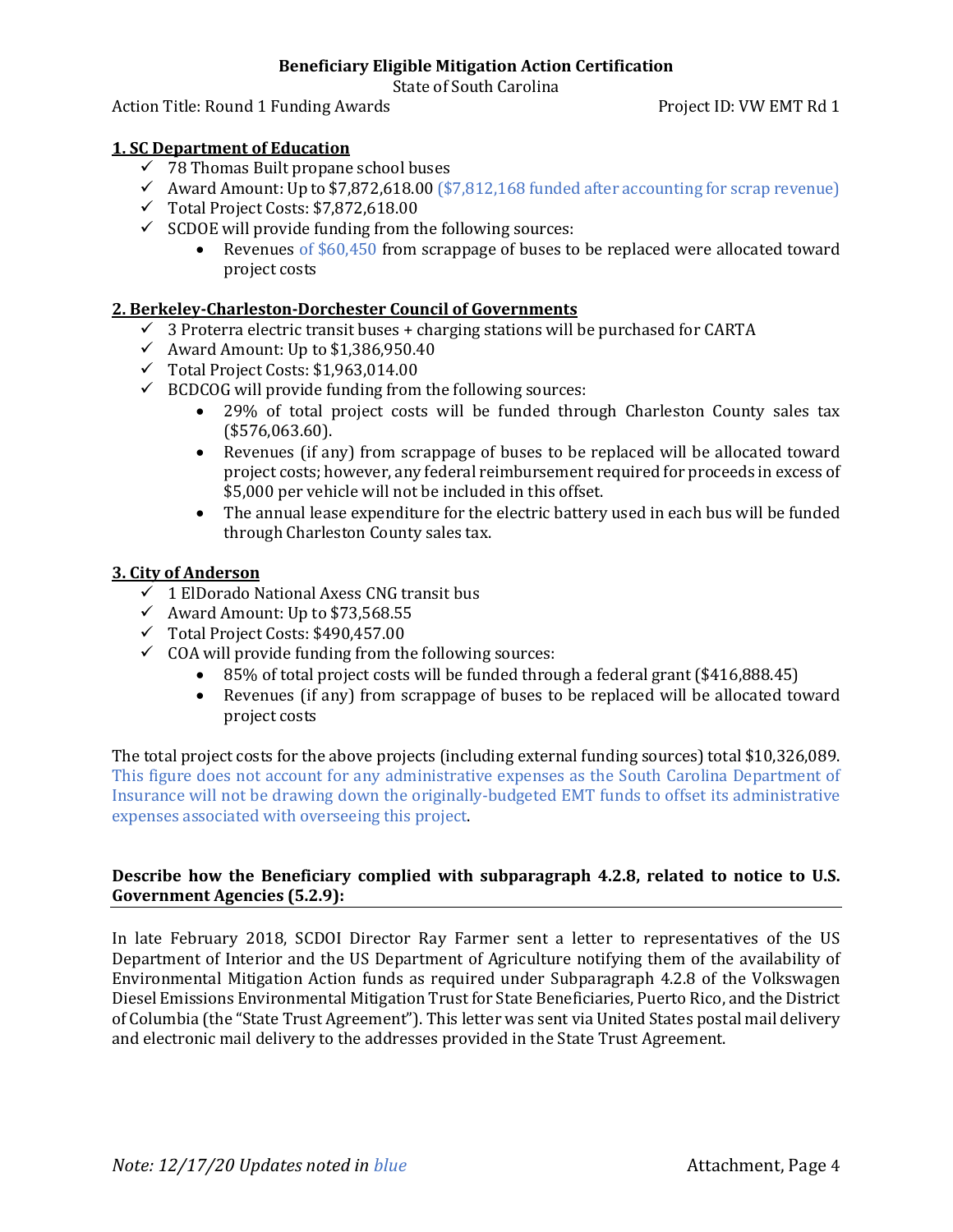**Beneficiary Eligible Mitigation Action Certification**

State of South Carolina

Action Title: Round 1 Funding Awards Project ID: VW EMT Rd 1

**1. SC Department of Education**

- ✓ 78 Thomas Built propane school buses
- ✓ Award Amount: Up to $7,872,618.00 ($7,812,168 funded after accounting for scrap revenue)
- ✓ Total Project Costs: $7,872,618.00
- ✓ SCDOE will provide funding from the following sources:
  - Revenues of $60,450 from scrappage of buses to be replaced were allocated toward project costs

**2. Berkeley-Charleston-Dorchester Council of Governments**

- ✓ 3 Proterra electric transit buses + charging stations will be purchased for CARTA
- ✓ Award Amount: Up to $1,386,950.40
- ✓ Total Project Costs: $1,963,014.00
- ✓ BCDCOG will provide funding from the following sources:
  - 29% of total project costs will be funded through Charleston County sales tax ($576,063.60).
  - Revenues (if any) from scrappage of buses to be replaced will be allocated toward project costs; however, any federal reimbursement required for proceeds in excess of $5,000 per vehicle will not be included in this offset.
  - The annual lease expenditure for the electric battery used in each bus will be funded through Charleston County sales tax.

**3. City of Anderson**

- ✓ 1 ElDorado National Axess CNG transit bus
- ✓ Award Amount: Up to $73,568.55
- ✓ Total Project Costs: $490,457.00
- ✓ COA will provide funding from the following sources:
  - 85% of total project costs will be funded through a federal grant ($416,888.45)
  - Revenues (if any) from scrappage of buses to be replaced will be allocated toward project costs

The total project costs for the above projects (including external funding sources) total $10,326,089. This figure does not account for any administrative expenses as the South Carolina Department of Insurance will not be drawing down the originally-budgeted EMT funds to offset its administrative expenses associated with overseeing this project.

**Describe how the Beneficiary complied with subparagraph 4.2.8, related to notice to U.S. Government Agencies (5.2.9):**

In late February 2018, SCDOI Director Ray Farmer sent a letter to representatives of the US Department of Interior and the US Department of Agriculture notifying them of the availability of Environmental Mitigation Action funds as required under Subparagraph 4.2.8 of the Volkswagen Diesel Emissions Environmental Mitigation Trust for State Beneficiaries, Puerto Rico, and the District of Columbia (the "State Trust Agreement"). This letter was sent via United States postal mail delivery and electronic mail delivery to the addresses provided in the State Trust Agreement.

*Note: 12/17/20 Updates noted in blue*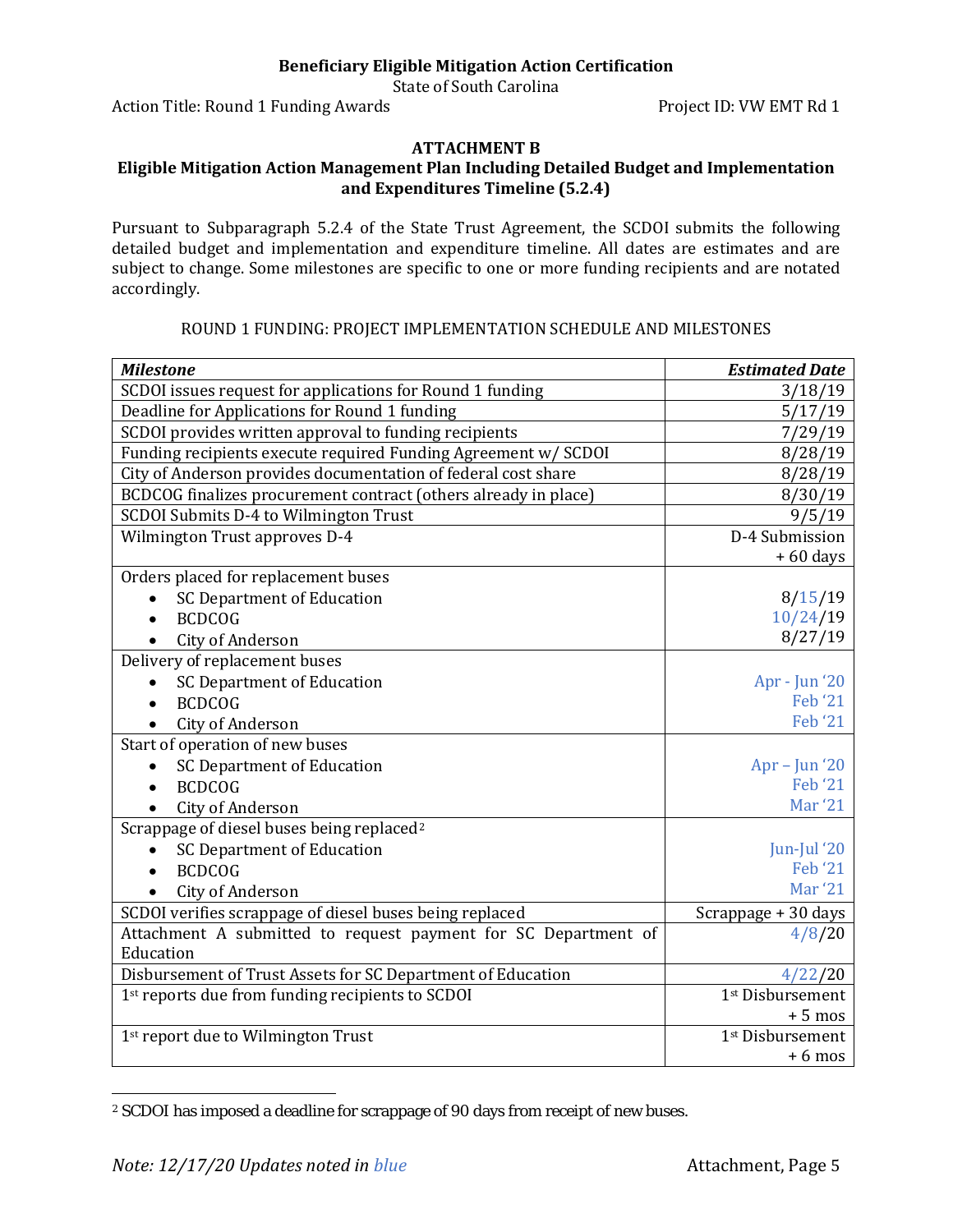Beneficiary Eligible Mitigation Action Certification
State of South Carolina
Action Title: Round 1 Funding Awards Project ID: VW EMT Rd 1

### ATTACHMENT B

### Eligible Mitigation Action Management Plan Including Detailed Budget and Implementation and Expenditures Timeline (5.2.4)

Pursuant to Subparagraph 5.2.4 of the State Trust Agreement, the SCDOI submits the following detailed budget and implementation and expenditure timeline. All dates are estimates and are subject to change. Some milestones are specific to one or more funding recipients and are notated accordingly.

ROUND 1 FUNDING: PROJECT IMPLEMENTATION SCHEDULE AND MILESTONES

| ***Milestone*** | ***Estimated Date*** |
|---|---|
| SCDOI issues request for applications for Round 1 funding | 3/18/19 |
| Deadline for Applications for Round 1 funding | 5/17/19 |
| SCDOI provides written approval to funding recipients | 7/29/19 |
| Funding recipients execute required Funding Agreement w/ SCDOI | 8/28/19 |
| City of Anderson provides documentation of federal cost share | 8/28/19 |
| BCDCOG finalizes procurement contract (others already in place) | 8/30/19 |
| SCDOI Submits D-4 to Wilmington Trust | 9/5/19 |
| Wilmington Trust approves D-4 | D-4 Submission + 60 days |
| Orders placed for replacement buses<br>• SC Department of Education<br>• BCDCOG<br>• City of Anderson | <br>8/15/19<br>10/24/19<br>8/27/19 |
| Delivery of replacement buses<br>• SC Department of Education<br>• BCDCOG<br>• City of Anderson | <br>Apr - Jun '20<br>Feb '21<br>Feb '21 |
| Start of operation of new buses<br>• SC Department of Education<br>• BCDCOG<br>• City of Anderson | <br>Apr – Jun '20<br>Feb '21<br>Mar '21 |
| Scrappage of diesel buses being replaced[2]<br>• SC Department of Education<br>• BCDCOG<br>• City of Anderson | <br>Jun-Jul '20<br>Feb '21<br>Mar '21 |
| SCDOI verifies scrappage of diesel buses being replaced | Scrappage + 30 days |
| Attachment A submitted to request payment for SC Department of Education | 4/8/20 |
| Disbursement of Trust Assets for SC Department of Education | 4/22/20 |
| 1st reports due from funding recipients to SCDOI | 1st Disbursement + 5 mos |
| 1st report due to Wilmington Trust | 1st Disbursement + 6 mos |

[2] SCDOI has imposed a deadline for scrappage of 90 days from receipt of new buses.

*Note: 12/17/20 Updates noted in blue*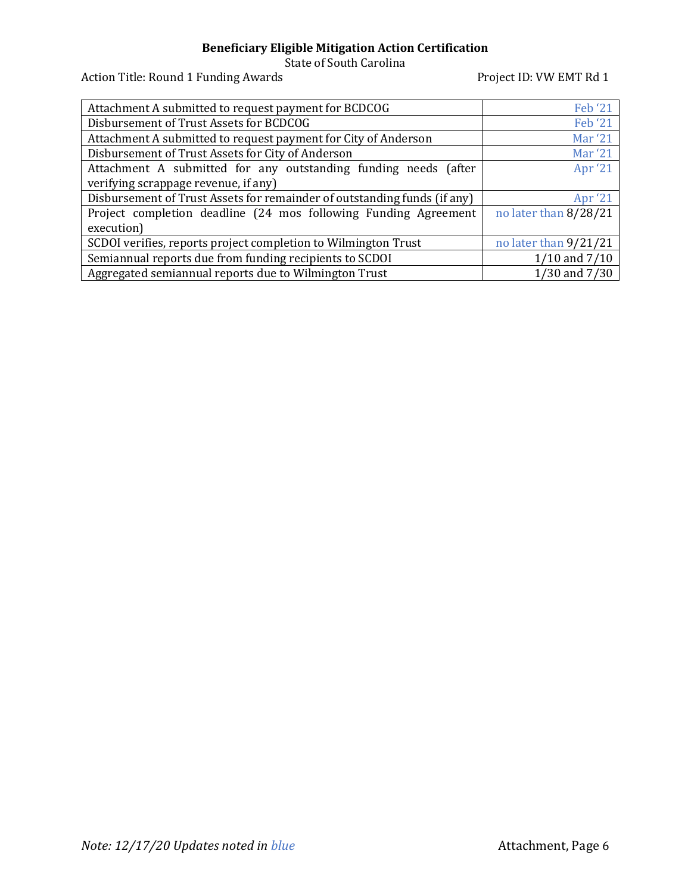**Beneficiary Eligible Mitigation Action Certification**

State of South Carolina

Action Title: Round 1 Funding Awards　　　　　　　　　　　　　Project ID: VW EMT Rd 1

| | |
|---|---|
| Attachment A submitted to request payment for BCDCOG | Feb '21 |
| Disbursement of Trust Assets for BCDCOG | Feb '21 |
| Attachment A submitted to request payment for City of Anderson | Mar '21 |
| Disbursement of Trust Assets for City of Anderson | Mar '21 |
| Attachment A submitted for any outstanding funding needs (after verifying scrappage revenue, if any) | Apr '21 |
| Disbursement of Trust Assets for remainder of outstanding funds (if any) | Apr '21 |
| Project completion deadline (24 mos following Funding Agreement execution) | no later than 8/28/21 |
| SCDOI verifies, reports project completion to Wilmington Trust | no later than 9/21/21 |
| Semiannual reports due from funding recipients to SCDOI | 1/10 and 7/10 |
| Aggregated semiannual reports due to Wilmington Trust | 1/30 and 7/30 |

*Note: 12/17/20 Updates noted in blue*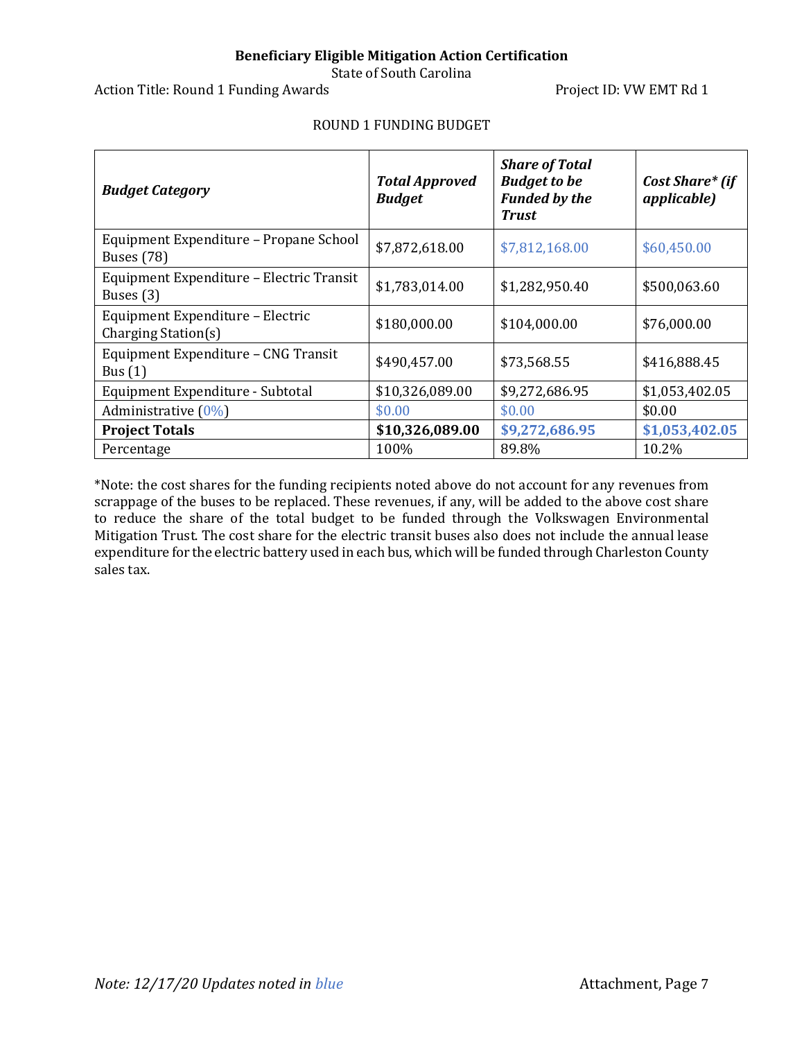**Beneficiary Eligible Mitigation Action Certification**

State of South Carolina

Action Title: Round 1 Funding Awards Project ID: VW EMT Rd 1

ROUND 1 FUNDING BUDGET

| ***Budget Category*** | ***Total Approved Budget*** | ***Share of Total Budget to be Funded by the Trust*** | ***Cost Share\* (if applicable)*** |
|---|---|---|---|
| Equipment Expenditure – Propane School Buses (78) | $7,872,618.00 | $7,812,168.00 | $60,450.00 |
| Equipment Expenditure – Electric Transit Buses (3) | $1,783,014.00 | $1,282,950.40 | $500,063.60 |
| Equipment Expenditure – Electric Charging Station(s) | $180,000.00 | $104,000.00 | $76,000.00 |
| Equipment Expenditure – CNG Transit Bus (1) | $490,457.00 | $73,568.55 | $416,888.45 |
| Equipment Expenditure - Subtotal | $10,326,089.00 | $9,272,686.95 | $1,053,402.05 |
| Administrative (0%) | $0.00 | $0.00 | $0.00 |
| **Project Totals** | **$10,326,089.00** | **$9,272,686.95** | **$1,053,402.05** |
| Percentage | 100% | 89.8% | 10.2% |

*Note: the cost shares for the funding recipients noted above do not account for any revenues from scrappage of the buses to be replaced. These revenues, if any, will be added to the above cost share to reduce the share of the total budget to be funded through the Volkswagen Environmental Mitigation Trust. The cost share for the electric transit buses also does not include the annual lease expenditure for the electric battery used in each bus, which will be funded through Charleston County sales tax.

*Note: 12/17/20 Updates noted in blue*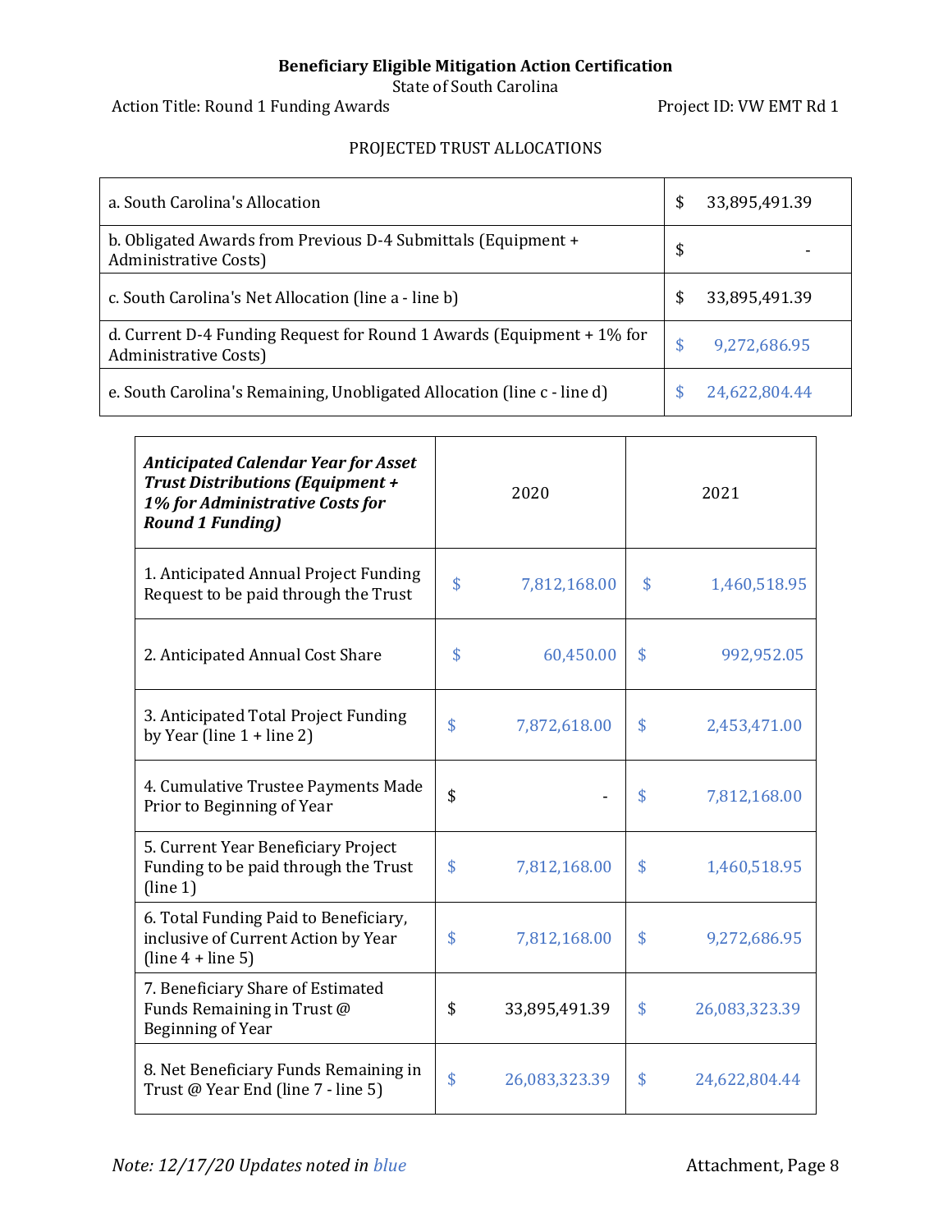**Beneficiary Eligible Mitigation Action Certification**

State of South Carolina

Action Title: Round 1 Funding Awards Project ID: VW EMT Rd 1

PROJECTED TRUST ALLOCATIONS

| | |
|---|---|
| a. South Carolina's Allocation | $ 33,895,491.39 |
| b. Obligated Awards from Previous D-4 Submittals (Equipment + Administrative Costs) | $ - |
| c. South Carolina's Net Allocation (line a - line b) | $ 33,895,491.39 |
| d. Current D-4 Funding Request for Round 1 Awards (Equipment + 1% for Administrative Costs) | $ 9,272,686.95 |
| e. South Carolina's Remaining, Unobligated Allocation (line c - line d) | $ 24,622,804.44 |

| ***Anticipated Calendar Year for Asset Trust Distributions (Equipment + 1% for Administrative Costs for Round 1 Funding)*** | 2020 | 2021 |
|---|---|---|
| 1. Anticipated Annual Project Funding Request to be paid through the Trust | $ 7,812,168.00 | $ 1,460,518.95 |
| 2. Anticipated Annual Cost Share | $ 60,450.00 | $ 992,952.05 |
| 3. Anticipated Total Project Funding by Year (line 1 + line 2) | $ 7,872,618.00 | $ 2,453,471.00 |
| 4. Cumulative Trustee Payments Made Prior to Beginning of Year | $ - | $ 7,812,168.00 |
| 5. Current Year Beneficiary Project Funding to be paid through the Trust (line 1) | $ 7,812,168.00 | $ 1,460,518.95 |
| 6. Total Funding Paid to Beneficiary, inclusive of Current Action by Year (line 4 + line 5) | $ 7,812,168.00 | $ 9,272,686.95 |
| 7. Beneficiary Share of Estimated Funds Remaining in Trust @ Beginning of Year | $ 33,895,491.39 | $ 26,083,323.39 |
| 8. Net Beneficiary Funds Remaining in Trust @ Year End (line 7 - line 5) | $ 26,083,323.39 | $ 24,622,804.44 |

*Note: 12/17/20 Updates noted in blue*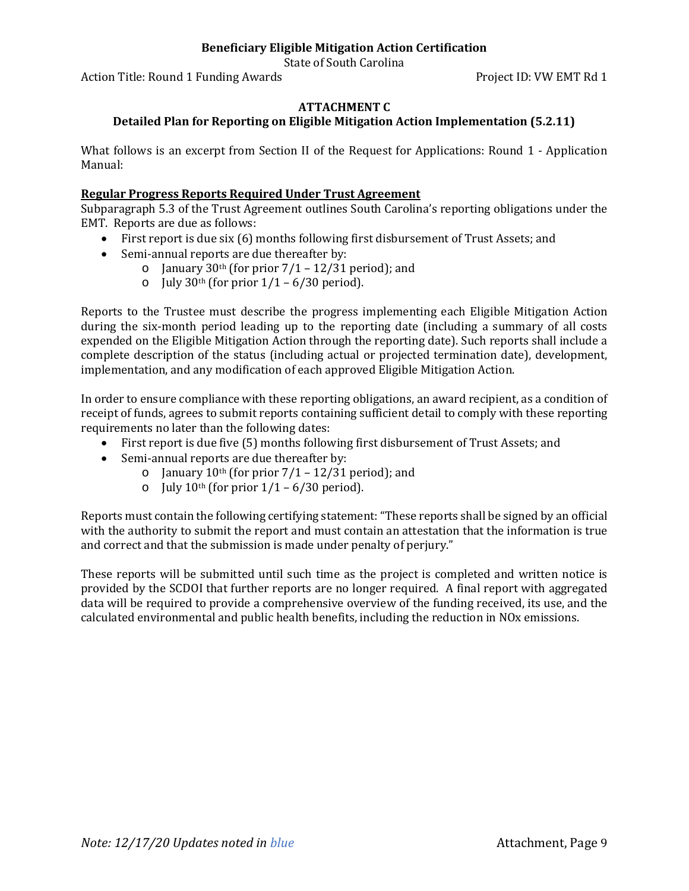### ATTACHMENT C

### Detailed Plan for Reporting on Eligible Mitigation Action Implementation (5.2.11)

What follows is an excerpt from Section II of the Request for Applications: Round 1 - Application Manual:

**Regular Progress Reports Required Under Trust Agreement**

Subparagraph 5.3 of the Trust Agreement outlines South Carolina's reporting obligations under the EMT. Reports are due as follows:

- First report is due six (6) months following first disbursement of Trust Assets; and
- Semi-annual reports are due thereafter by:
  - January 30th (for prior 7/1 – 12/31 period); and
  - July 30th (for prior 1/1 – 6/30 period).

Reports to the Trustee must describe the progress implementing each Eligible Mitigation Action during the six-month period leading up to the reporting date (including a summary of all costs expended on the Eligible Mitigation Action through the reporting date). Such reports shall include a complete description of the status (including actual or projected termination date), development, implementation, and any modification of each approved Eligible Mitigation Action.

In order to ensure compliance with these reporting obligations, an award recipient, as a condition of receipt of funds, agrees to submit reports containing sufficient detail to comply with these reporting requirements no later than the following dates:

- First report is due five (5) months following first disbursement of Trust Assets; and
- Semi-annual reports are due thereafter by:
  - January 10th (for prior 7/1 – 12/31 period); and
  - July 10th (for prior 1/1 – 6/30 period).

Reports must contain the following certifying statement: "These reports shall be signed by an official with the authority to submit the report and must contain an attestation that the information is true and correct and that the submission is made under penalty of perjury."

These reports will be submitted until such time as the project is completed and written notice is provided by the SCDOI that further reports are no longer required. A final report with aggregated data will be required to provide a comprehensive overview of the funding received, its use, and the calculated environmental and public health benefits, including the reduction in NOx emissions.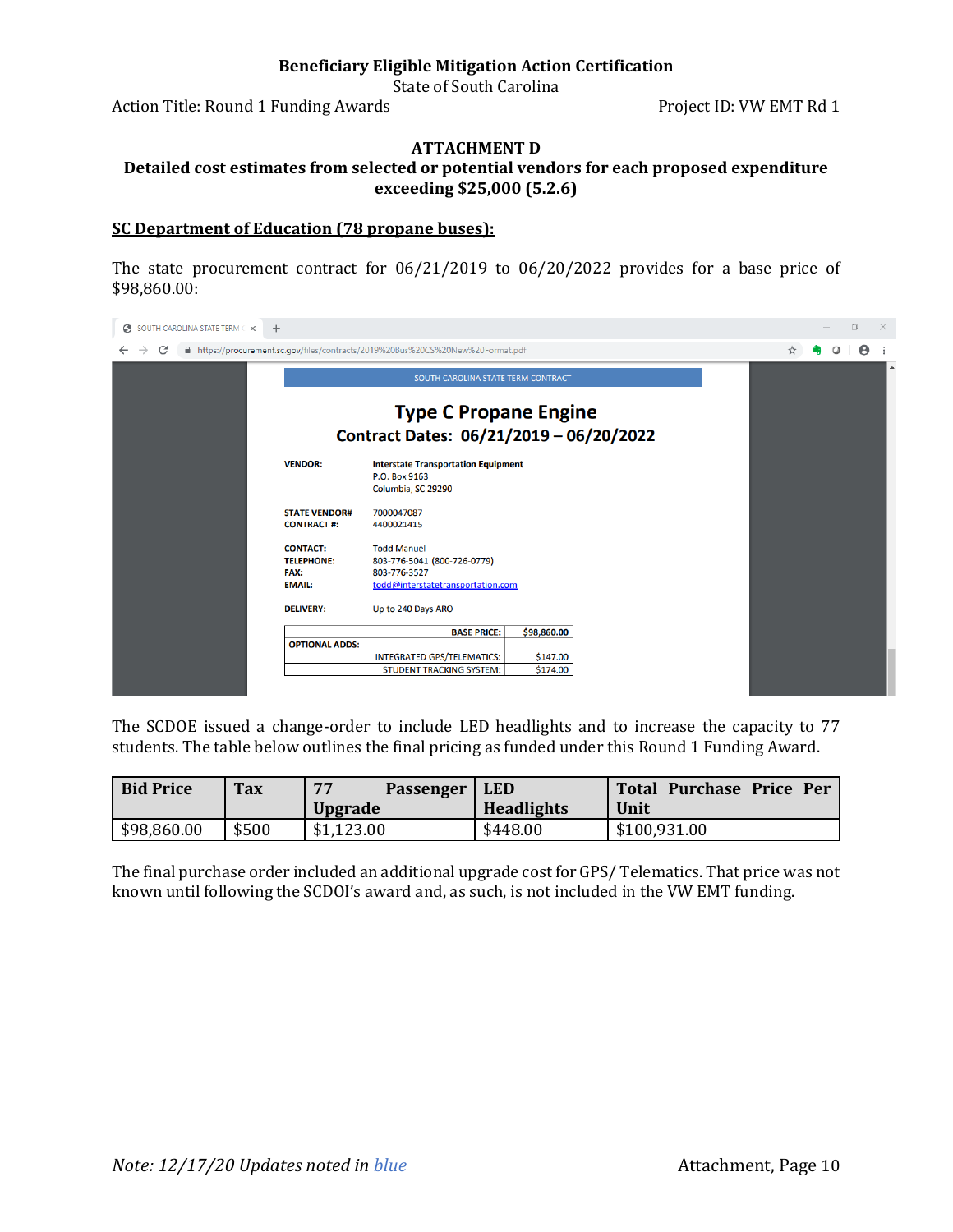**Beneficiary Eligible Mitigation Action Certification**
State of South Carolina
Action Title: Round 1 Funding Awards  Project ID: VW EMT Rd 1

## ATTACHMENT D
## Detailed cost estimates from selected or potential vendors for each proposed expenditure exceeding $25,000 (5.2.6)

**SC Department of Education (78 propane buses):**

The state procurement contract for 06/21/2019 to 06/20/2022 provides for a base price of $98,860.00:

SOUTH CAROLINA STATE TERM CONTRACT

**Type C Propane Engine**
**Contract Dates: 06/21/2019 – 06/20/2022**

| | |
|---|---|
| VENDOR: | Interstate Transportation Equipment<br>P.O. Box 9163<br>Columbia, SC 29290 |
| STATE VENDOR# | 7000047087 |
| CONTRACT #: | 4400021415 |
| CONTACT: | Todd Manuel |
| TELEPHONE: | 803-776-5041 (800-726-0779) |
| FAX: | 803-776-3527 |
| EMAIL: | todd@interstatetransportation.com |
| DELIVERY: | Up to 240 Days ARO |

| BASE PRICE: | $98,860.00 |
|---|---|
| OPTIONAL ADDS: | |
| INTEGRATED GPS/TELEMATICS: | $147.00 |
| STUDENT TRACKING SYSTEM: | $174.00 |

The SCDOE issued a change-order to include LED headlights and to increase the capacity to 77 students. The table below outlines the final pricing as funded under this Round 1 Funding Award.

| Bid Price | Tax | 77 Passenger Upgrade | LED Headlights | Total Purchase Price Per Unit |
|---|---|---|---|---|
| $98,860.00 | $500 | $1,123.00 | $448.00 | $100,931.00 |

The final purchase order included an additional upgrade cost for GPS/ Telematics. That price was not known until following the SCDOI's award and, as such, is not included in the VW EMT funding.

*Note: 12/17/20 Updates noted in blue*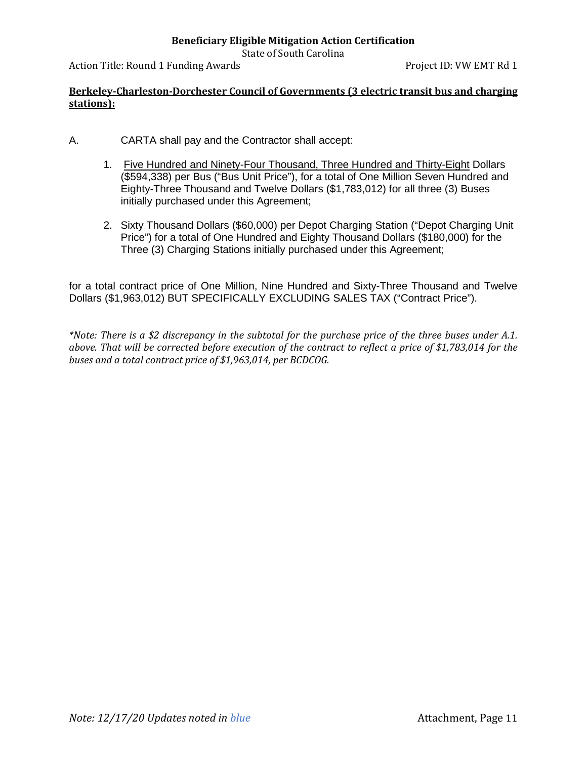**Berkeley-Charleston-Dorchester Council of Governments (3 electric transit bus and charging stations):**

A. CARTA shall pay and the Contractor shall accept:

1. Five Hundred and Ninety-Four Thousand, Three Hundred and Thirty-Eight Dollars ($594,338) per Bus ("Bus Unit Price"), for a total of One Million Seven Hundred and Eighty-Three Thousand and Twelve Dollars ($1,783,012) for all three (3) Buses initially purchased under this Agreement;

2. Sixty Thousand Dollars ($60,000) per Depot Charging Station ("Depot Charging Unit Price") for a total of One Hundred and Eighty Thousand Dollars ($180,000) for the Three (3) Charging Stations initially purchased under this Agreement;

for a total contract price of One Million, Nine Hundred and Sixty-Three Thousand and Twelve Dollars ($1,963,012) BUT SPECIFICALLY EXCLUDING SALES TAX ("Contract Price").

*\*Note: There is a $2 discrepancy in the subtotal for the purchase price of the three buses under A.1. above. That will be corrected before execution of the contract to reflect a price of $1,783,014 for the buses and a total contract price of $1,963,014, per BCDCOG.*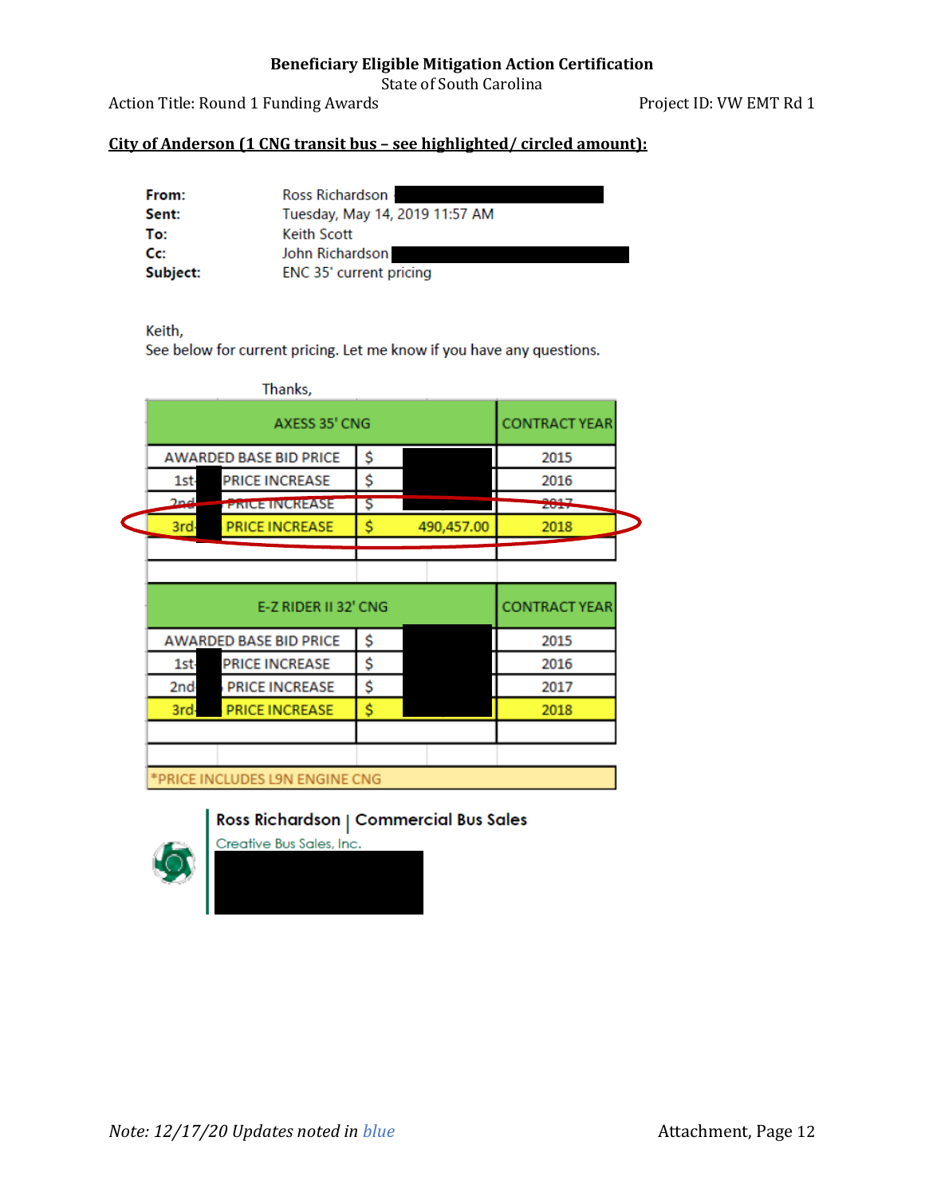**Beneficiary Eligible Mitigation Action Certification**
State of South Carolina

Action Title: Round 1 Funding Awards Project ID: VW EMT Rd 1

**City of Anderson (1 CNG transit bus – see highlighted/ circled amount):**

**From:** Ross Richardson
**Sent:** Tuesday, May 14, 2019 11:57 AM
**To:** Keith Scott
**Cc:** John Richardson
**Subject:** ENC 35' current pricing

Keith,
See below for current pricing. Let me know if you have any questions.

Thanks,

| AXESS 35' CNG | | CONTRACT YEAR |
|---|---|---|
| AWARDED BASE BID PRICE | $ | 2015 |
| 1st PRICE INCREASE | $ | 2016 |
| 2nd PRICE INCREASE | $ | 2017 |
| 3rd PRICE INCREASE | $ 490,457.00 | 2018 |

| E-Z RIDER II 32' CNG | | CONTRACT YEAR |
|---|---|---|
| AWARDED BASE BID PRICE | $ | 2015 |
| 1st PRICE INCREASE | $ | 2016 |
| 2nd PRICE INCREASE | $ | 2017 |
| 3rd PRICE INCREASE | $ | 2018 |

*PRICE INCLUDES L9N ENGINE CNG

**Ross Richardson | Commercial Bus Sales**
Creative Bus Sales, Inc.

*Note: 12/17/20 Updates noted in blue*